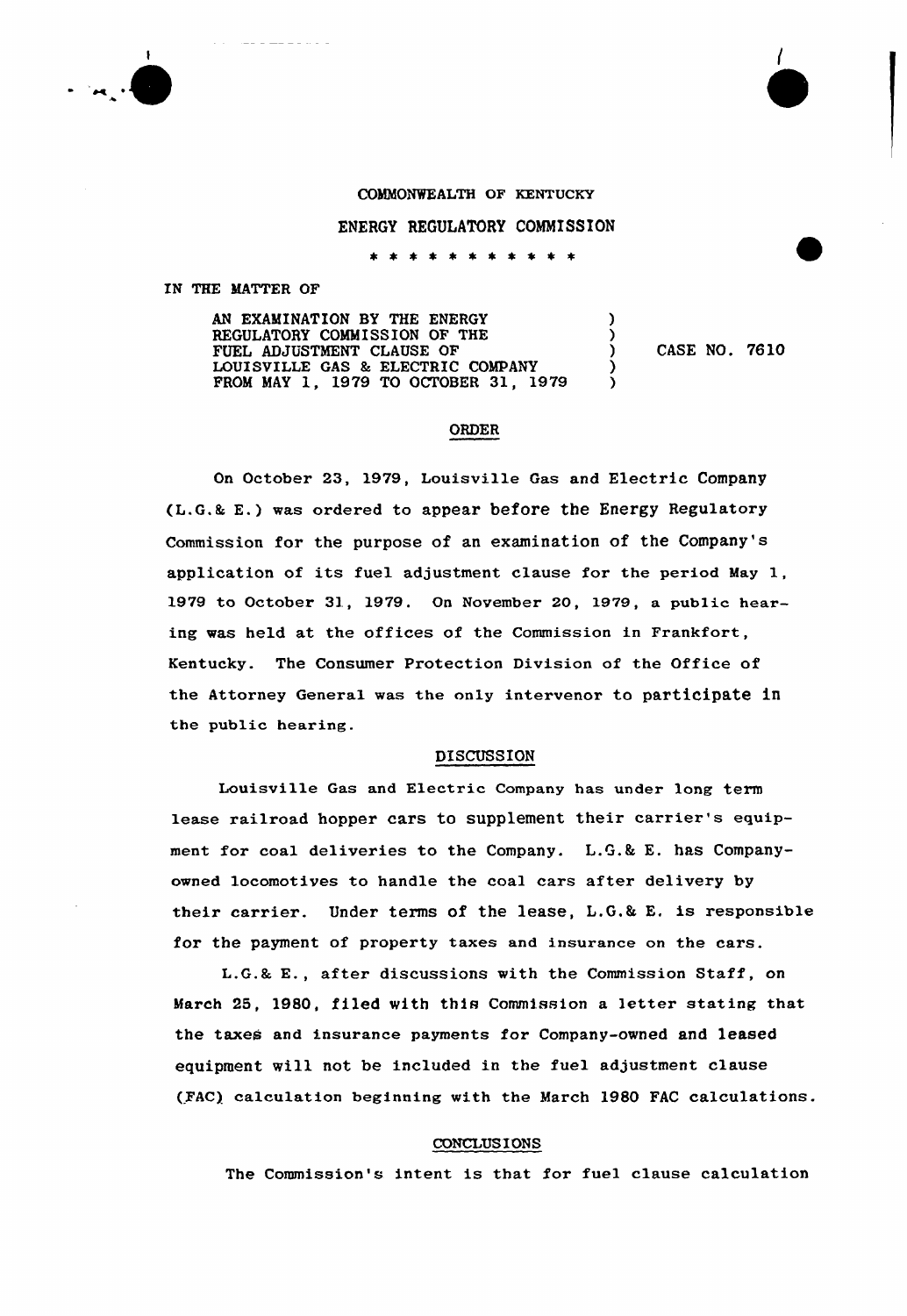COMMONWEALTH OF KENTUCKY

ENERGY REGULATORY COMMISSION

* * * * * * * * * * *

IN THE MATTER OF

| | | |
|---|---|---|
| AN EXAMINATION BY THE ENERGY REGULATORY COMMISSION OF THE FUEL ADJUSTMENT CLAUSE OF LOUISVILLE GAS & ELECTRIC COMPANY FROM MAY 1, 1979 TO OCTOBER 31, 1979 | ) ) ) ) ) | CASE NO. 7610 |

## ORDER

On October 23, 1979, Louisville Gas and Electric Company (L.G.& E.) was ordered to appear before the Energy Regulatory Commission for the purpose of an examination of the Company's application of its fuel adjustment clause for the period May 1, 1979 to October 31, 1979. On November 20, 1979, a public hearing was held at the offices of the Commission in Frankfort, Kentucky. The Consumer Protection Division of the Office of the Attorney General was the only intervenor to participate in the public hearing.

## DISCUSSION

Louisville Gas and Electric Company has under long term lease railroad hopper cars to supplement their carrier's equipment for coal deliveries to the Company. L.G.& E. has Company-owned locomotives to handle the coal cars after delivery by their carrier. Under terms of the lease, L.G.& E. is responsible for the payment of property taxes and insurance on the cars.

L.G.& E., after discussions with the Commission Staff, on March 25, 1980, filed with this Commission a letter stating that the taxes and insurance payments for Company-owned and leased equipment will not be included in the fuel adjustment clause (FAC) calculation beginning with the March 1980 FAC calculations.

## CONCLUSIONS

The Commission's intent is that for fuel clause calculation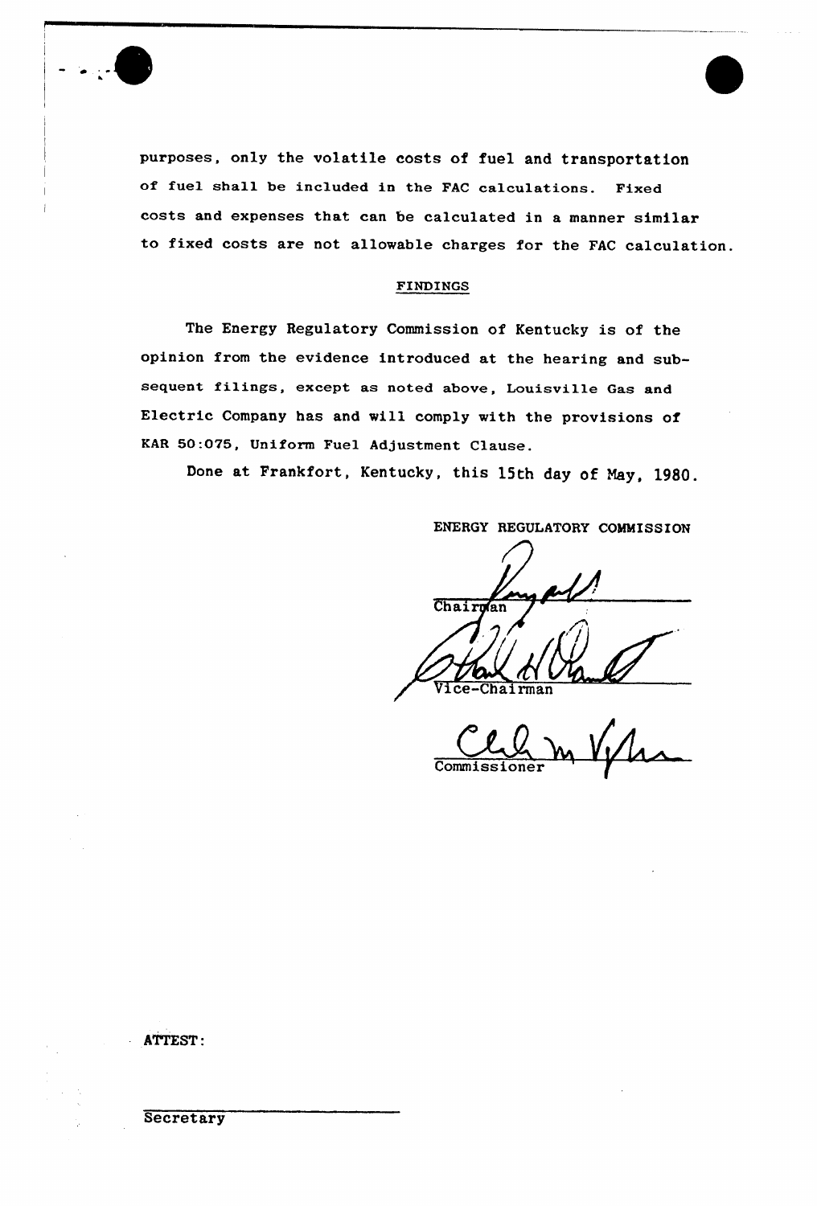purposes, only the volatile costs of fuel and transportation of fuel shall be included in the FAC calculations. Fixed costs and expenses that can be calculated in a manner similar to fixed costs are not allowable charges for the FAC calculation.

## FINDINGS

The Energy Regulatory Commission of Kentucky is of the opinion from the evidence introduced at the hearing and subsequent filings, except as noted above, Louisville Gas and Electric Company has and will comply with the provisions of KAR 50:075, Uniform Fuel Adjustment Clause.

Done at Frankfort, Kentucky, this 15th day of May, 1980.

ENERGY REGULATORY COMMISSION

Chairman

Vice-Chairman

Commissioner

ATTEST:

Secretary